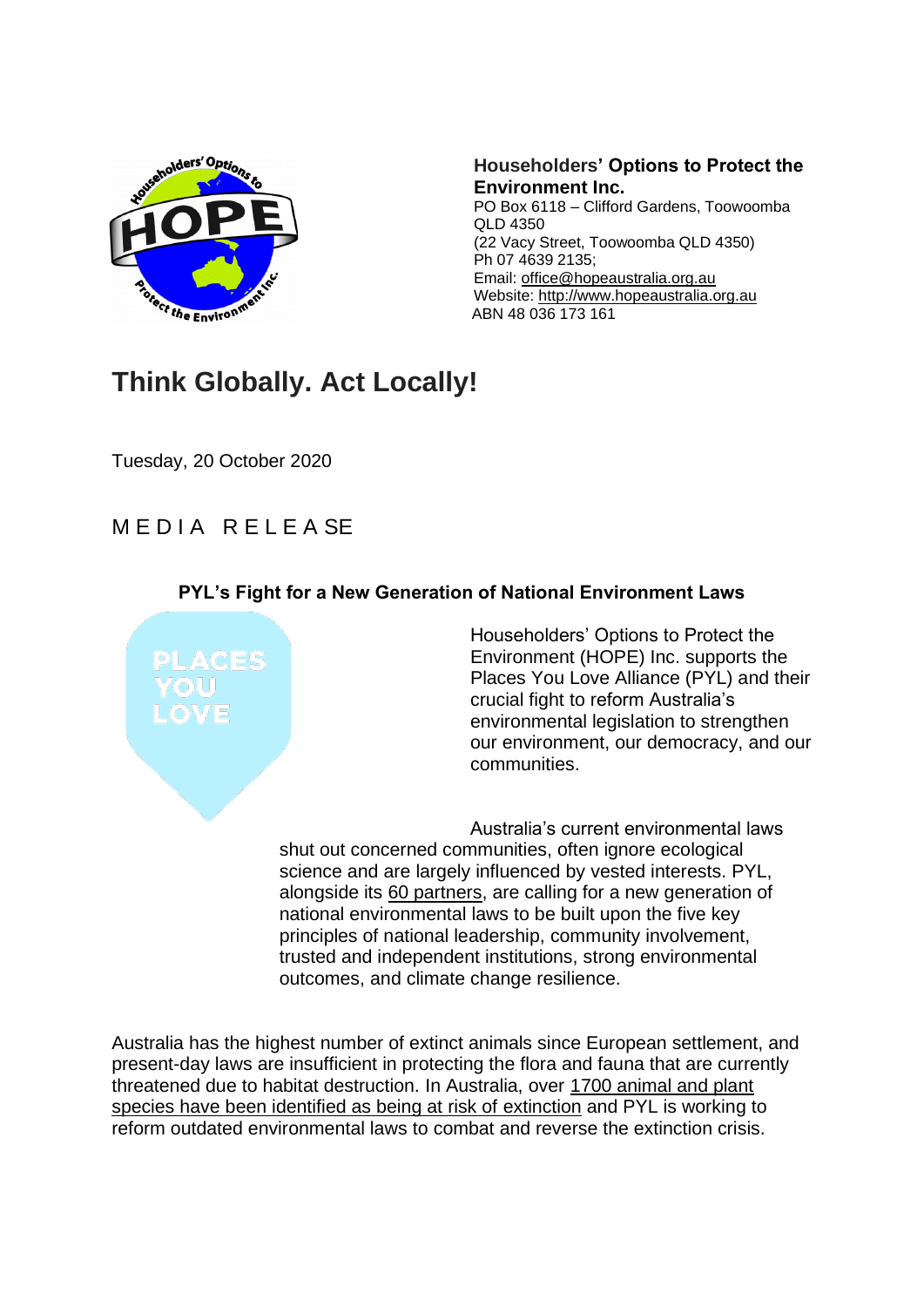**Householders' Options to Protect the Environment Inc.**
PO Box 6118 – Clifford Gardens, Toowoomba QLD 4350
(22 Vacy Street, Toowoomba QLD 4350)
Ph 07 4639 2135;
Email: office@hopeaustralia.org.au
Website: http://www.hopeaustralia.org.au
ABN 48 036 173 161

# Think Globally. Act Locally!

Tuesday, 20 October 2020

## MEDIA RELEASE

### PYL's Fight for a New Generation of National Environment Laws

Householders' Options to Protect the Environment (HOPE) Inc. supports the Places You Love Alliance (PYL) and their crucial fight to reform Australia's environmental legislation to strengthen our environment, our democracy, and our communities.

Australia's current environmental laws shut out concerned communities, often ignore ecological science and are largely influenced by vested interests. PYL, alongside its 60 partners, are calling for a new generation of national environmental laws to be built upon the five key principles of national leadership, community involvement, trusted and independent institutions, strong environmental outcomes, and climate change resilience.

Australia has the highest number of extinct animals since European settlement, and present-day laws are insufficient in protecting the flora and fauna that are currently threatened due to habitat destruction. In Australia, over 1700 animal and plant species have been identified as being at risk of extinction and PYL is working to reform outdated environmental laws to combat and reverse the extinction crisis.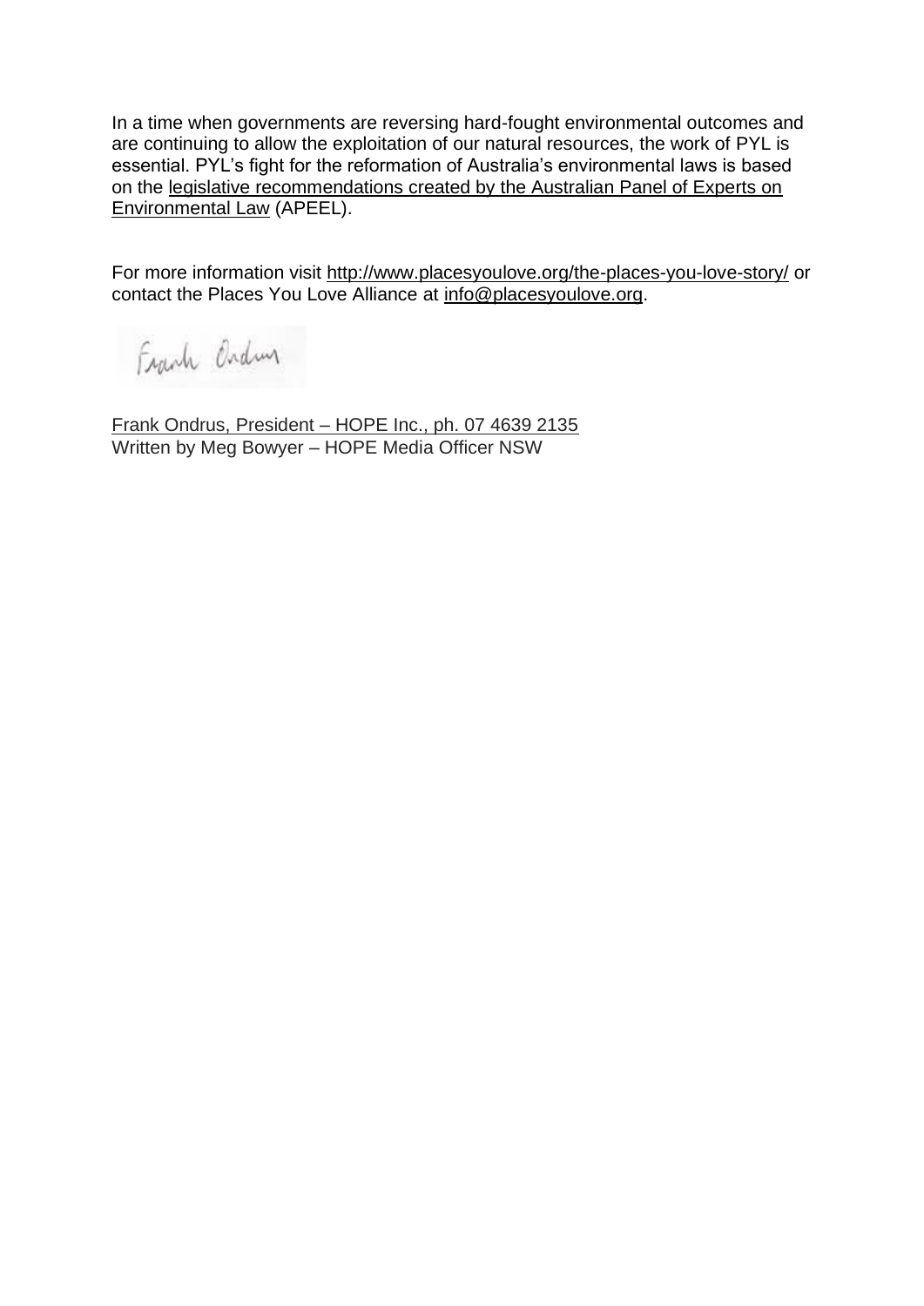In a time when governments are reversing hard-fought environmental outcomes and are continuing to allow the exploitation of our natural resources, the work of PYL is essential. PYL's fight for the reformation of Australia's environmental laws is based on the legislative recommendations created by the Australian Panel of Experts on Environmental Law (APEEL).

For more information visit http://www.placesyoulove.org/the-places-you-love-story/ or contact the Places You Love Alliance at info@placesyoulove.org.

Frank Ondrus, President – HOPE Inc., ph. 07 4639 2135
Written by Meg Bowyer – HOPE Media Officer NSW